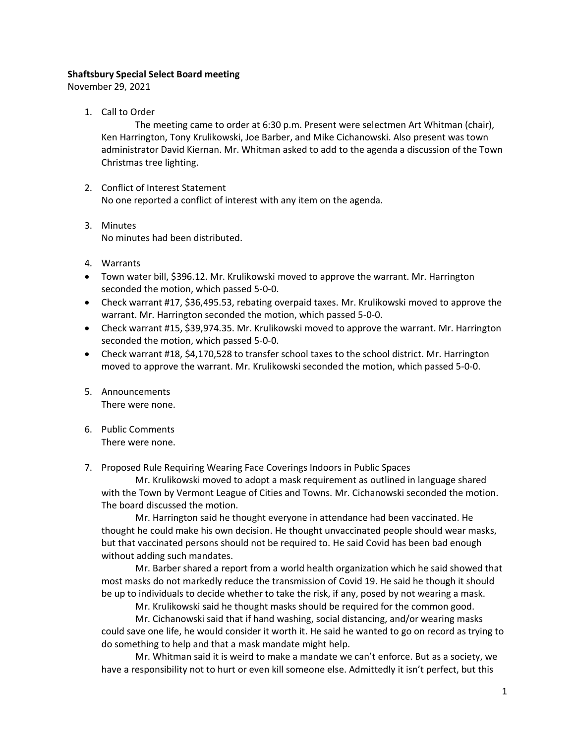**Shaftsbury Special Select Board meeting**

November 29, 2021

1. Call to Order

    The meeting came to order at 6:30 p.m. Present were selectmen Art Whitman (chair), Ken Harrington, Tony Krulikowski, Joe Barber, and Mike Cichanowski. Also present was town administrator David Kiernan. Mr. Whitman asked to add to the agenda a discussion of the Town Christmas tree lighting.

2. Conflict of Interest Statement

    No one reported a conflict of interest with any item on the agenda.

3. Minutes

    No minutes had been distributed.

4. Warrants

- Town water bill, $396.12. Mr. Krulikowski moved to approve the warrant. Mr. Harrington seconded the motion, which passed 5-0-0.
- Check warrant #17, $36,495.53, rebating overpaid taxes. Mr. Krulikowski moved to approve the warrant. Mr. Harrington seconded the motion, which passed 5-0-0.
- Check warrant #15, $39,974.35. Mr. Krulikowski moved to approve the warrant. Mr. Harrington seconded the motion, which passed 5-0-0.
- Check warrant #18, $4,170,528 to transfer school taxes to the school district. Mr. Harrington moved to approve the warrant. Mr. Krulikowski seconded the motion, which passed 5-0-0.

5. Announcements

    There were none.

6. Public Comments

    There were none.

7. Proposed Rule Requiring Wearing Face Coverings Indoors in Public Spaces

    Mr. Krulikowski moved to adopt a mask requirement as outlined in language shared with the Town by Vermont League of Cities and Towns. Mr. Cichanowski seconded the motion. The board discussed the motion.

    Mr. Harrington said he thought everyone in attendance had been vaccinated. He thought he could make his own decision. He thought unvaccinated people should wear masks, but that vaccinated persons should not be required to. He said Covid has been bad enough without adding such mandates.

    Mr. Barber shared a report from a world health organization which he said showed that most masks do not markedly reduce the transmission of Covid 19. He said he though it should be up to individuals to decide whether to take the risk, if any, posed by not wearing a mask.

    Mr. Krulikowski said he thought masks should be required for the common good.

    Mr. Cichanowski said that if hand washing, social distancing, and/or wearing masks could save one life, he would consider it worth it. He said he wanted to go on record as trying to do something to help and that a mask mandate might help.

    Mr. Whitman said it is weird to make a mandate we can't enforce. But as a society, we have a responsibility not to hurt or even kill someone else. Admittedly it isn't perfect, but this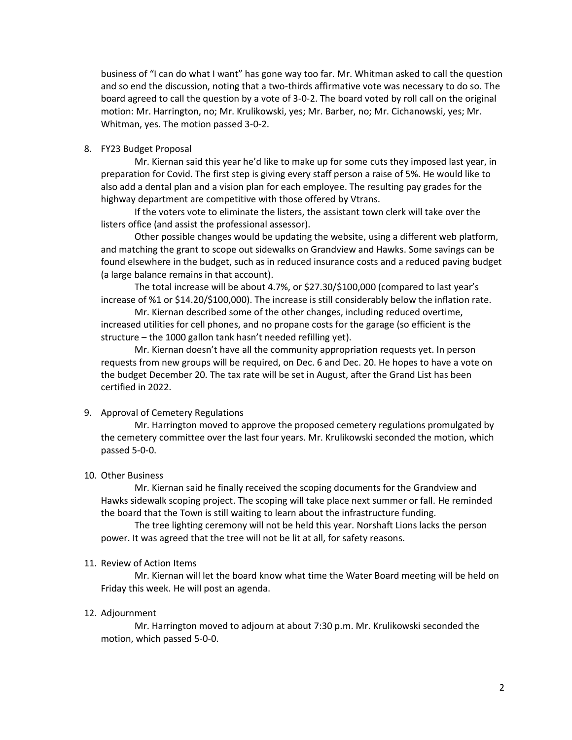business of "I can do what I want" has gone way too far. Mr. Whitman asked to call the question and so end the discussion, noting that a two-thirds affirmative vote was necessary to do so. The board agreed to call the question by a vote of 3-0-2. The board voted by roll call on the original motion: Mr. Harrington, no; Mr. Krulikowski, yes; Mr. Barber, no; Mr. Cichanowski, yes; Mr. Whitman, yes. The motion passed 3-0-2.

8. FY23 Budget Proposal

    Mr. Kiernan said this year he'd like to make up for some cuts they imposed last year, in preparation for Covid. The first step is giving every staff person a raise of 5%. He would like to also add a dental plan and a vision plan for each employee. The resulting pay grades for the highway department are competitive with those offered by Vtrans.

    If the voters vote to eliminate the listers, the assistant town clerk will take over the listers office (and assist the professional assessor).

    Other possible changes would be updating the website, using a different web platform, and matching the grant to scope out sidewalks on Grandview and Hawks. Some savings can be found elsewhere in the budget, such as in reduced insurance costs and a reduced paving budget (a large balance remains in that account).

    The total increase will be about 4.7%, or $27.30/$100,000 (compared to last year's increase of %1 or $14.20/$100,000). The increase is still considerably below the inflation rate.

    Mr. Kiernan described some of the other changes, including reduced overtime, increased utilities for cell phones, and no propane costs for the garage (so efficient is the structure – the 1000 gallon tank hasn't needed refilling yet).

    Mr. Kiernan doesn't have all the community appropriation requests yet. In person requests from new groups will be required, on Dec. 6 and Dec. 20. He hopes to have a vote on the budget December 20. The tax rate will be set in August, after the Grand List has been certified in 2022.

9. Approval of Cemetery Regulations

    Mr. Harrington moved to approve the proposed cemetery regulations promulgated by the cemetery committee over the last four years. Mr. Krulikowski seconded the motion, which passed 5-0-0.

10. Other Business

    Mr. Kiernan said he finally received the scoping documents for the Grandview and Hawks sidewalk scoping project. The scoping will take place next summer or fall. He reminded the board that the Town is still waiting to learn about the infrastructure funding.

    The tree lighting ceremony will not be held this year. Norshaft Lions lacks the person power. It was agreed that the tree will not be lit at all, for safety reasons.

11. Review of Action Items

    Mr. Kiernan will let the board know what time the Water Board meeting will be held on Friday this week. He will post an agenda.

12. Adjournment

    Mr. Harrington moved to adjourn at about 7:30 p.m. Mr. Krulikowski seconded the motion, which passed 5-0-0.